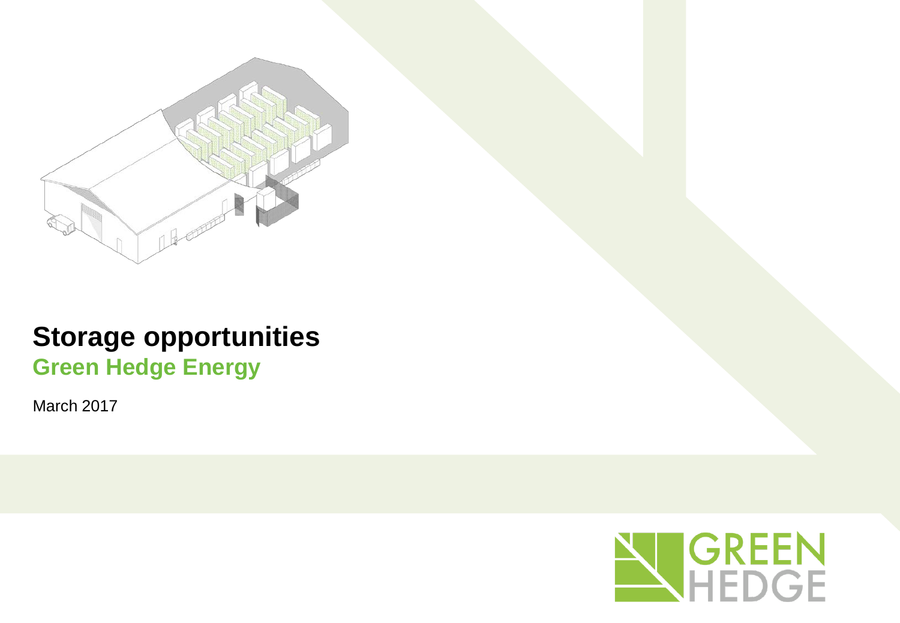# Storage opportunities

## Green Hedge Energy

March 2017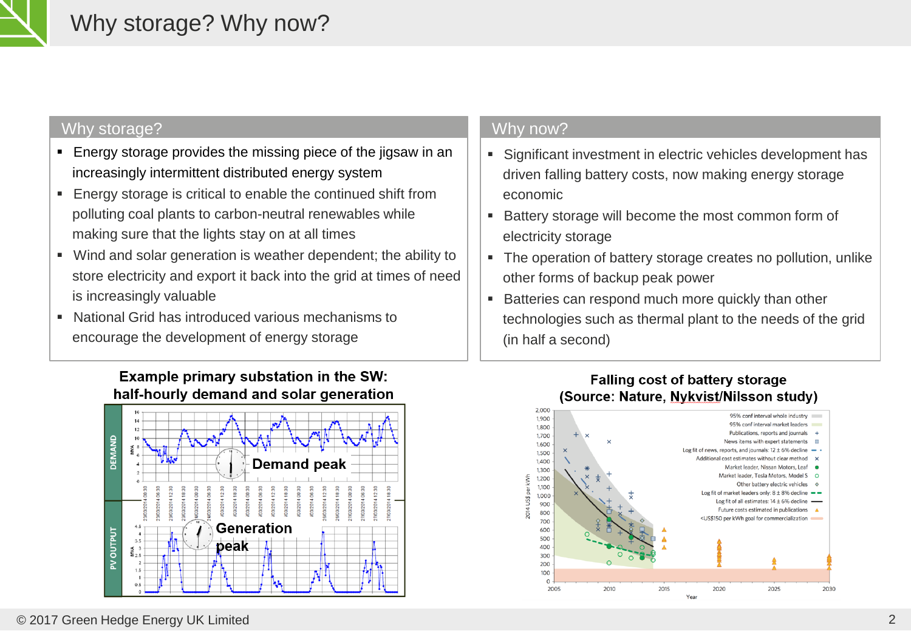# Why storage? Why now?

## Why storage?

- Energy storage provides the missing piece of the jigsaw in an increasingly intermittent distributed energy system
- Energy storage is critical to enable the continued shift from polluting coal plants to carbon-neutral renewables while making sure that the lights stay on at all times
- Wind and solar generation is weather dependent; the ability to store electricity and export it back into the grid at times of need is increasingly valuable
- National Grid has introduced various mechanisms to encourage the development of energy storage

## Why now?

- Significant investment in electric vehicles development has driven falling battery costs, now making energy storage economic
- Battery storage will become the most common form of electricity storage
- The operation of battery storage creates no pollution, unlike other forms of backup peak power
- Batteries can respond much more quickly than other technologies such as thermal plant to the needs of the grid (in half a second)

**Example primary substation in the SW: half-hourly demand and solar generation**

**Falling cost of battery storage (Source: Nature, Nykvist/Nilsson study)**

© 2017 Green Hedge Energy UK Limited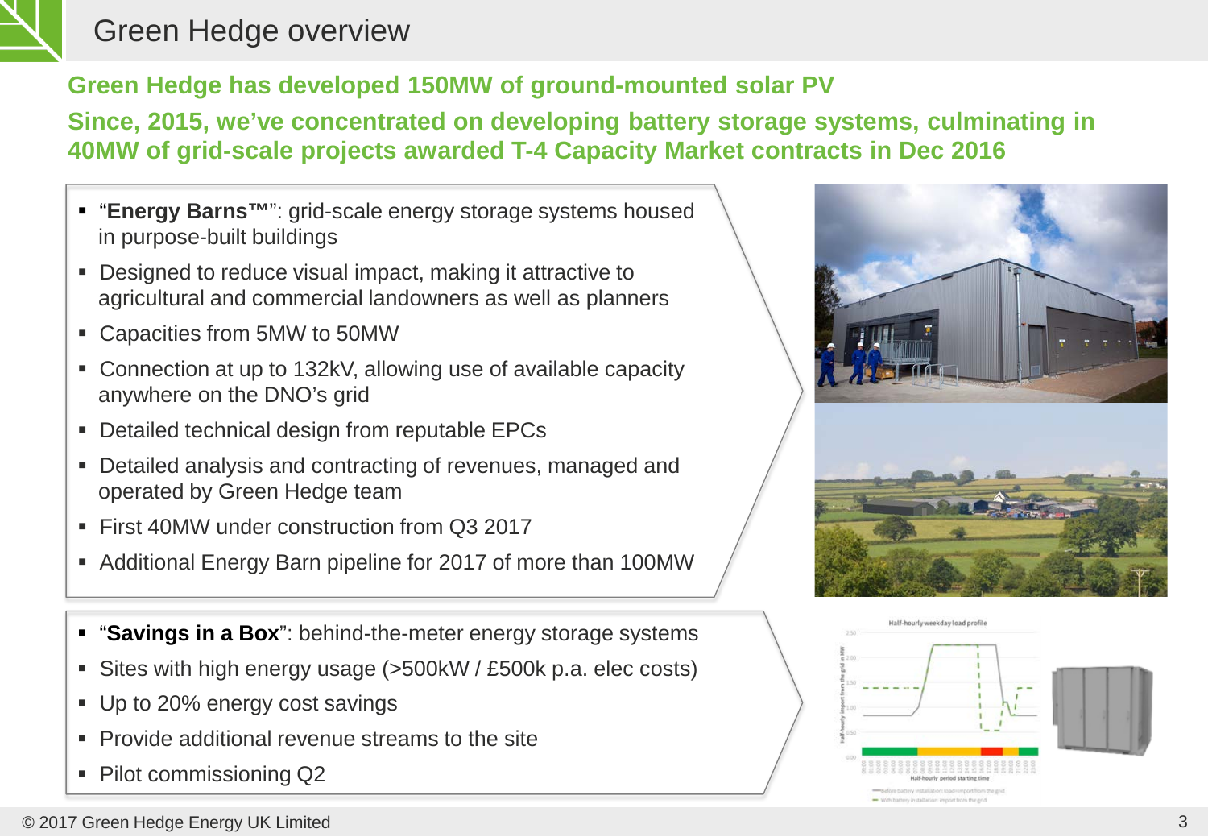# Green Hedge overview

**Green Hedge has developed 150MW of ground-mounted solar PV**

**Since, 2015, we've concentrated on developing battery storage systems, culminating in 40MW of grid-scale projects awarded T-4 Capacity Market contracts in Dec 2016**

- "**Energy Barns™**": grid-scale energy storage systems housed in purpose-built buildings
- Designed to reduce visual impact, making it attractive to agricultural and commercial landowners as well as planners
- Capacities from 5MW to 50MW
- Connection at up to 132kV, allowing use of available capacity anywhere on the DNO's grid
- Detailed technical design from reputable EPCs
- Detailed analysis and contracting of revenues, managed and operated by Green Hedge team
- First 40MW under construction from Q3 2017
- Additional Energy Barn pipeline for 2017 of more than 100MW

- "**Savings in a Box**": behind-the-meter energy storage systems
- Sites with high energy usage (>500kW / £500k p.a. elec costs)
- Up to 20% energy cost savings
- Provide additional revenue streams to the site
- Pilot commissioning Q2

© 2017 Green Hedge Energy UK Limited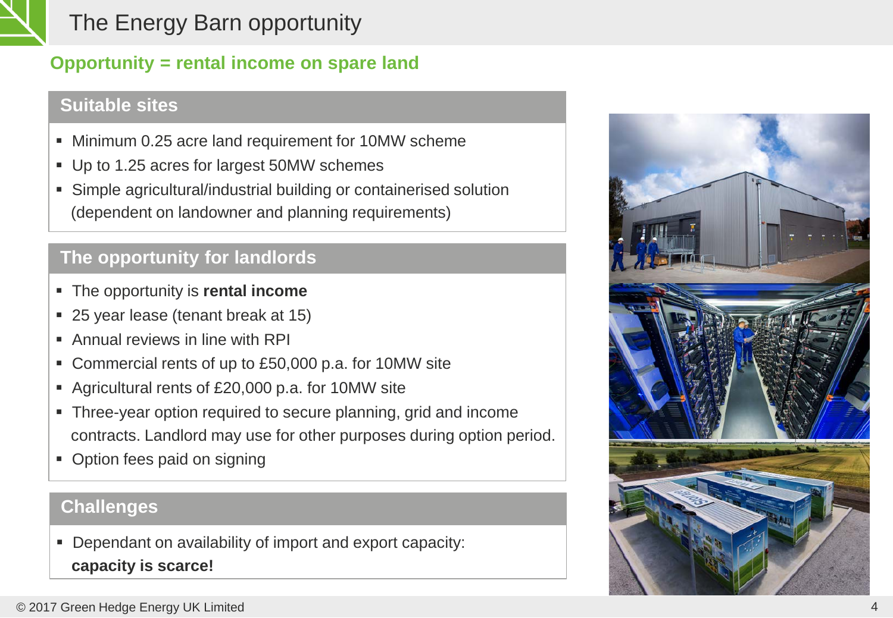# The Energy Barn opportunity

## Opportunity = rental income on spare land

### Suitable sites

- Minimum 0.25 acre land requirement for 10MW scheme
- Up to 1.25 acres for largest 50MW schemes
- Simple agricultural/industrial building or containerised solution (dependent on landowner and planning requirements)

### The opportunity for landlords

- The opportunity is **rental income**
- 25 year lease (tenant break at 15)
- Annual reviews in line with RPI
- Commercial rents of up to £50,000 p.a. for 10MW site
- Agricultural rents of £20,000 p.a. for 10MW site
- Three-year option required to secure planning, grid and income contracts. Landlord may use for other purposes during option period.
- Option fees paid on signing

### Challenges

- Dependant on availability of import and export capacity: **capacity is scarce!**

© 2017 Green Hedge Energy UK Limited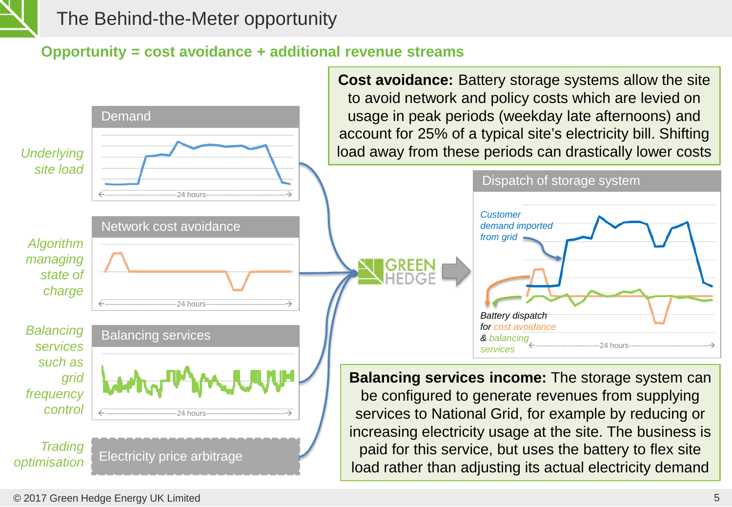# The Behind-the-Meter opportunity

## Opportunity = cost avoidance + additional revenue streams

**Cost avoidance:** Battery storage systems allow the site to avoid network and policy costs which are levied on usage in peak periods (weekday late afternoons) and account for 25% of a typical site's electricity bill. Shifting load away from these periods can drastically lower costs

*Underlying site load*

**Demand**

*Algorithm managing state of charge*

**Network cost avoidance**

*Balancing services such as grid frequency control*

**Balancing services**

*Trading optimisation*

**Electricity price arbitrage**

GREEN HEDGE

**Dispatch of storage system**

Customer demand imported from grid

Battery dispatch for cost avoidance & balancing services

24 hours

**Balancing services income:** The storage system can be configured to generate revenues from supplying services to National Grid, for example by reducing or increasing electricity usage at the site. The business is paid for this service, but uses the battery to flex site load rather than adjusting its actual electricity demand

© 2017 Green Hedge Energy UK Limited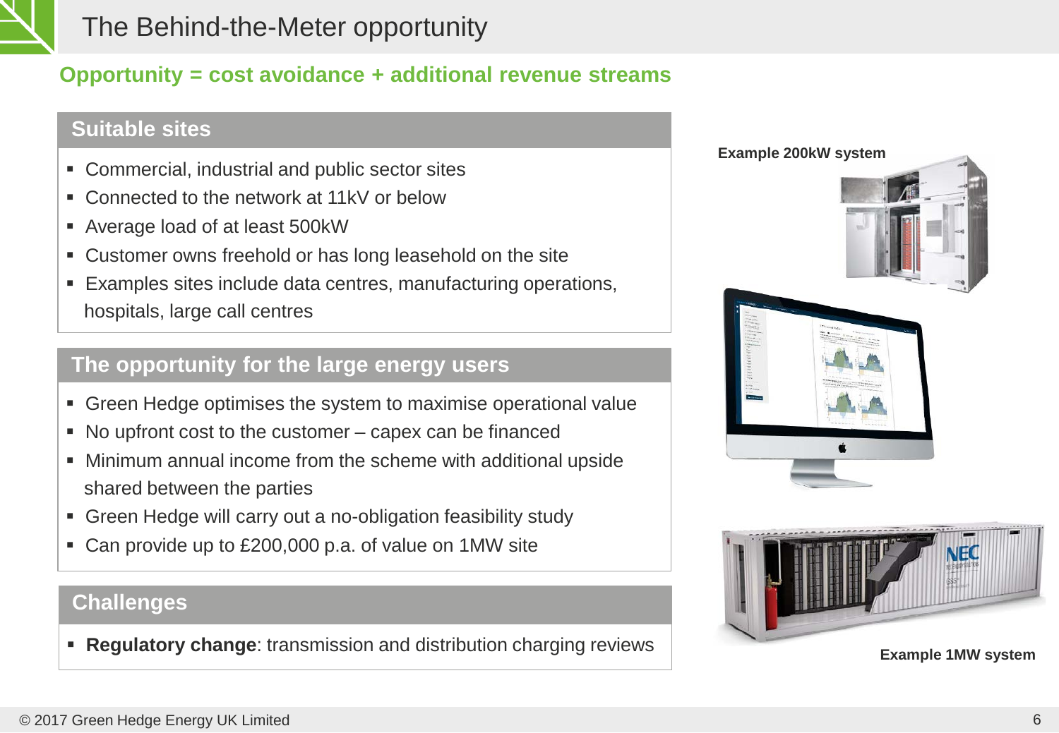# The Behind-the-Meter opportunity

**Opportunity = cost avoidance + additional revenue streams**

## Suitable sites

- Commercial, industrial and public sector sites
- Connected to the network at 11kV or below
- Average load of at least 500kW
- Customer owns freehold or has long leasehold on the site
- Examples sites include data centres, manufacturing operations, hospitals, large call centres

## The opportunity for the large energy users

- Green Hedge optimises the system to maximise operational value
- No upfront cost to the customer – capex can be financed
- Minimum annual income from the scheme with additional upside shared between the parties
- Green Hedge will carry out a no-obligation feasibility study
- Can provide up to £200,000 p.a. of value on 1MW site

## Challenges

- **Regulatory change**: transmission and distribution charging reviews

Example 200kW system

Example 1MW system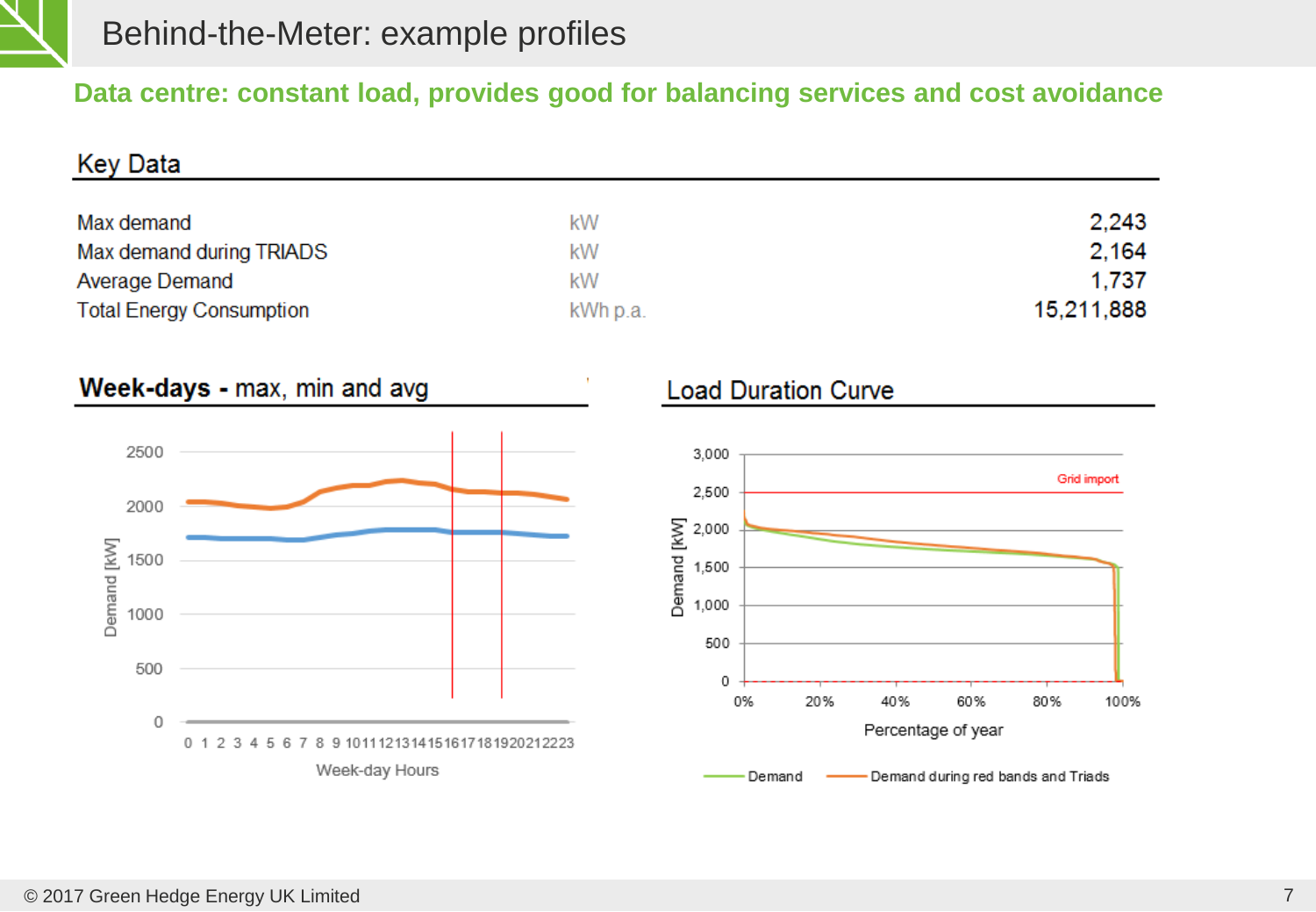# Behind-the-Meter: example profiles

## Data centre: constant load, provides good for balancing services and cost avoidance

### Key Data

| | | |
|---|---|---|
| Max demand | kW | 2,243 |
| Max demand during TRIADS | kW | 2,164 |
| Average Demand | kW | 1,737 |
| Total Energy Consumption | kWh p.a. | 15,211,888 |

### Week-days - max, min and avg

### Load Duration Curve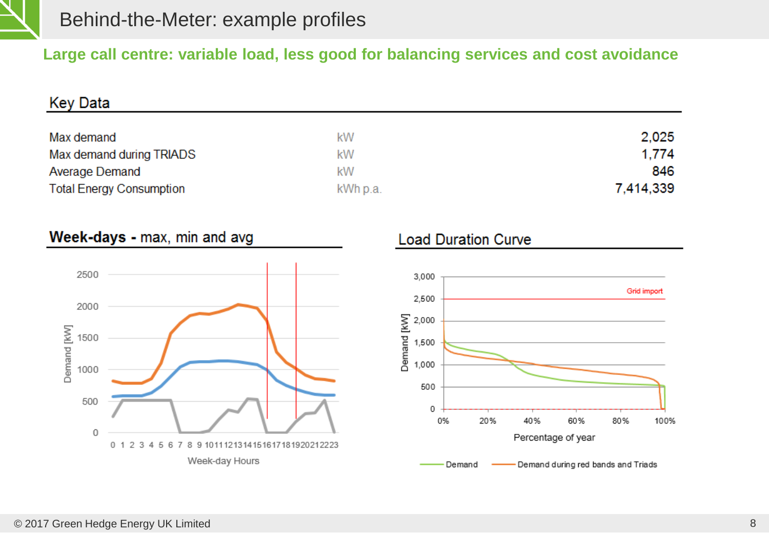# Behind-the-Meter: example profiles

## Large call centre: variable load, less good for balancing services and cost avoidance

### Key Data

| | | |
|---|---|---|
| Max demand | kW | 2,025 |
| Max demand during TRIADS | kW | 1,774 |
| Average Demand | kW | 846 |
| Total Energy Consumption | kWh p.a. | 7,414,339 |

### **Week-days** - max, min and avg

### Load Duration Curve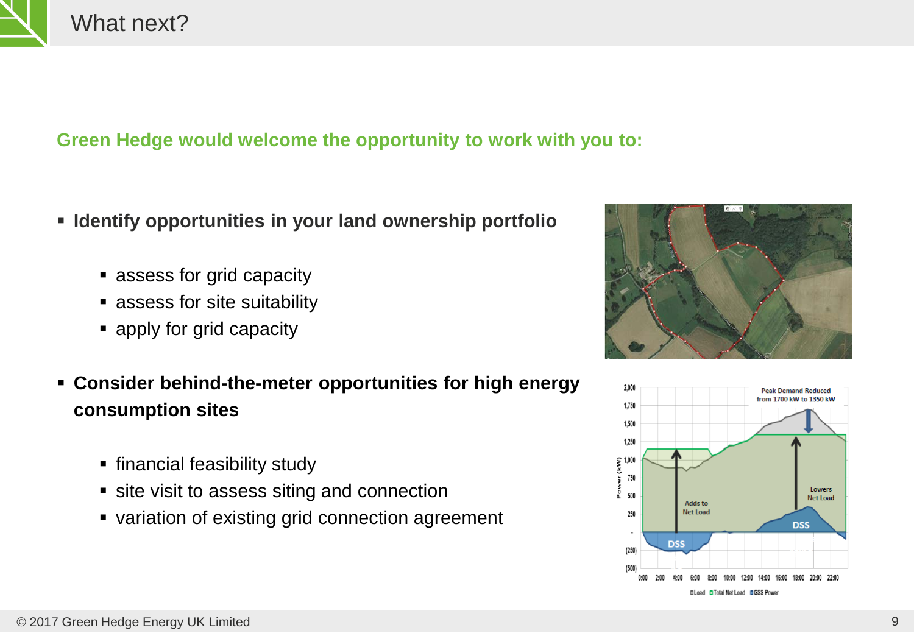# What next?

**Green Hedge would welcome the opportunity to work with you to:**

- **Identify opportunities in your land ownership portfolio**
  - assess for grid capacity
  - assess for site suitability
  - apply for grid capacity
- **Consider behind-the-meter opportunities for high energy consumption sites**
  - financial feasibility study
  - site visit to assess siting and connection
  - variation of existing grid connection agreement

© 2017 Green Hedge Energy UK Limited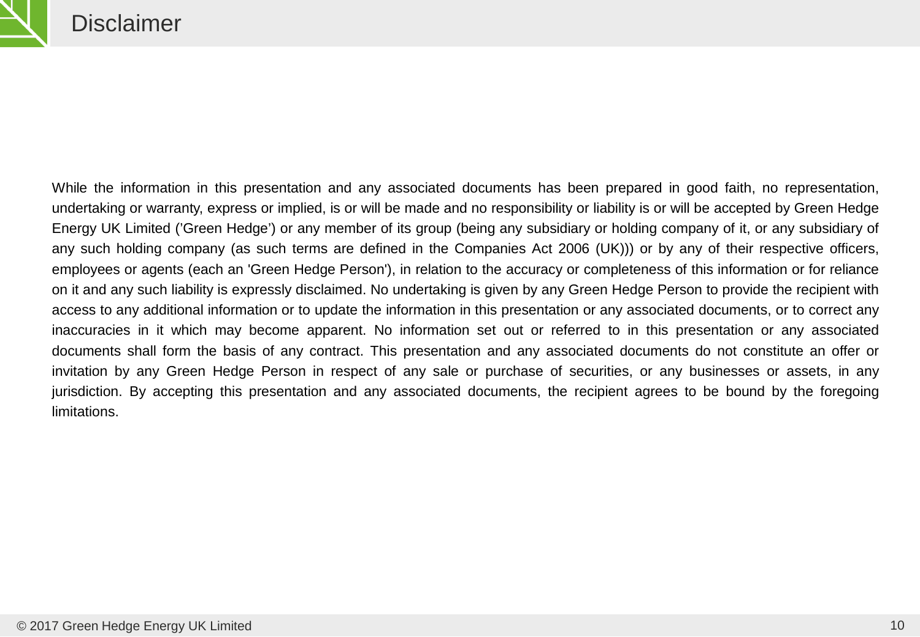# Disclaimer

While the information in this presentation and any associated documents has been prepared in good faith, no representation, undertaking or warranty, express or implied, is or will be made and no responsibility or liability is or will be accepted by Green Hedge Energy UK Limited ('Green Hedge') or any member of its group (being any subsidiary or holding company of it, or any subsidiary of any such holding company (as such terms are defined in the Companies Act 2006 (UK))) or by any of their respective officers, employees or agents (each an 'Green Hedge Person'), in relation to the accuracy or completeness of this information or for reliance on it and any such liability is expressly disclaimed. No undertaking is given by any Green Hedge Person to provide the recipient with access to any additional information or to update the information in this presentation or any associated documents, or to correct any inaccuracies in it which may become apparent. No information set out or referred to in this presentation or any associated documents shall form the basis of any contract. This presentation and any associated documents do not constitute an offer or invitation by any Green Hedge Person in respect of any sale or purchase of securities, or any businesses or assets, in any jurisdiction. By accepting this presentation and any associated documents, the recipient agrees to be bound by the foregoing limitations.

© 2017 Green Hedge Energy UK Limited